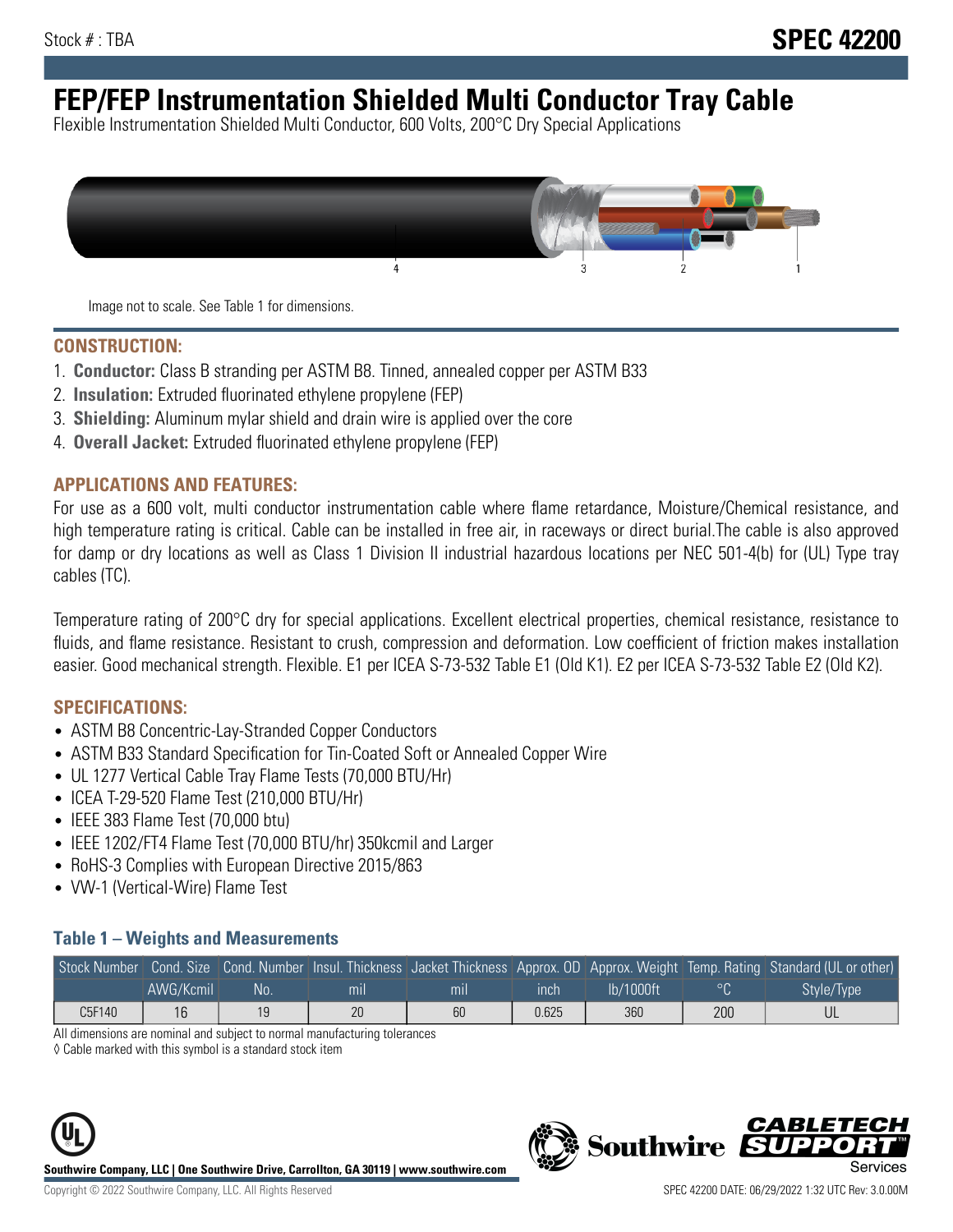Stock # : TBA

# SPEC 42200

# FEP/FEP Instrumentation Shielded Multi Conductor Tray Cable

Flexible Instrumentation Shielded Multi Conductor, 600 Volts, 200°C Dry Special Applications

Image not to scale. See Table 1 for dimensions.

## CONSTRUCTION:

1. **Conductor:** Class B stranding per ASTM B8. Tinned, annealed copper per ASTM B33
2. **Insulation:** Extruded fluorinated ethylene propylene (FEP)
3. **Shielding:** Aluminum mylar shield and drain wire is applied over the core
4. **Overall Jacket:** Extruded fluorinated ethylene propylene (FEP)

## APPLICATIONS AND FEATURES:

For use as a 600 volt, multi conductor instrumentation cable where flame retardance, Moisture/Chemical resistance, and high temperature rating is critical. Cable can be installed in free air, in raceways or direct burial.The cable is also approved for damp or dry locations as well as Class 1 Division II industrial hazardous locations per NEC 501-4(b) for (UL) Type tray cables (TC).

Temperature rating of 200°C dry for special applications. Excellent electrical properties, chemical resistance, resistance to fluids, and flame resistance. Resistant to crush, compression and deformation. Low coefficient of friction makes installation easier. Good mechanical strength. Flexible. E1 per ICEA S-73-532 Table E1 (Old K1). E2 per ICEA S-73-532 Table E2 (Old K2).

## SPECIFICATIONS:

- ASTM B8 Concentric-Lay-Stranded Copper Conductors
- ASTM B33 Standard Specification for Tin-Coated Soft or Annealed Copper Wire
- UL 1277 Vertical Cable Tray Flame Tests (70,000 BTU/Hr)
- ICEA T-29-520 Flame Test (210,000 BTU/Hr)
- IEEE 383 Flame Test (70,000 btu)
- IEEE 1202/FT4 Flame Test (70,000 BTU/hr) 350kcmil and Larger
- RoHS-3 Complies with European Directive 2015/863
- VW-1 (Vertical-Wire) Flame Test

### Table 1 – Weights and Measurements

| Stock Number | Cond. Size | Cond. Number | Insul. Thickness | Jacket Thickness | Approx. OD | Approx. Weight | Temp. Rating | Standard (UL or other) |
|---|---|---|---|---|---|---|---|---|
| | AWG/Kcmil | No. | mil | mil | inch | lb/1000ft | °C | Style/Type |
| C5F140 | 16 | 19 | 20 | 60 | 0.625 | 360 | 200 | UL |

All dimensions are nominal and subject to normal manufacturing tolerances

◊ Cable marked with this symbol is a standard stock item

**Southwire Company, LLC | One Southwire Drive, Carrollton, GA 30119 | www.southwire.com**

Copyright © 2022 Southwire Company, LLC. All Rights Reserved

SPEC 42200 DATE: 06/29/2022 1:32 UTC Rev: 3.0.00M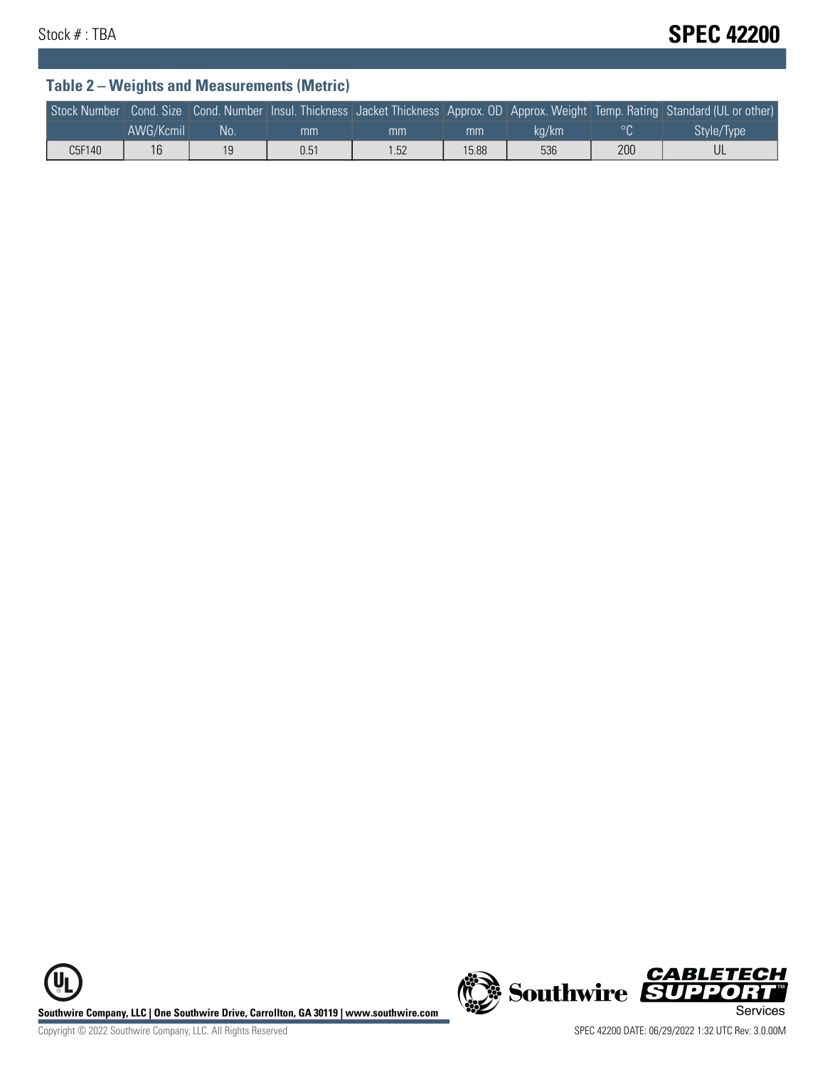### Table 2 – Weights and Measurements (Metric)

| Stock Number | Cond. Size | Cond. Number | Insul. Thickness | Jacket Thickness | Approx. OD | Approx. Weight | Temp. Rating | Standard (UL or other) |
|---|---|---|---|---|---|---|---|---|
| | AWG/Kcmil | No. | mm | mm | mm | kg/km | °C | Style/Type |
| C5F140 | 16 | 19 | 0.51 | 1.52 | 15.88 | 536 | 200 | UL |

**Southwire Company, LLC | One Southwire Drive, Carrollton, GA 30119 | www.southwire.com**

Copyright © 2022 Southwire Company, LLC. All Rights Reserved

SPEC 42200 DATE: 06/29/2022 1:32 UTC Rev: 3.0.00M